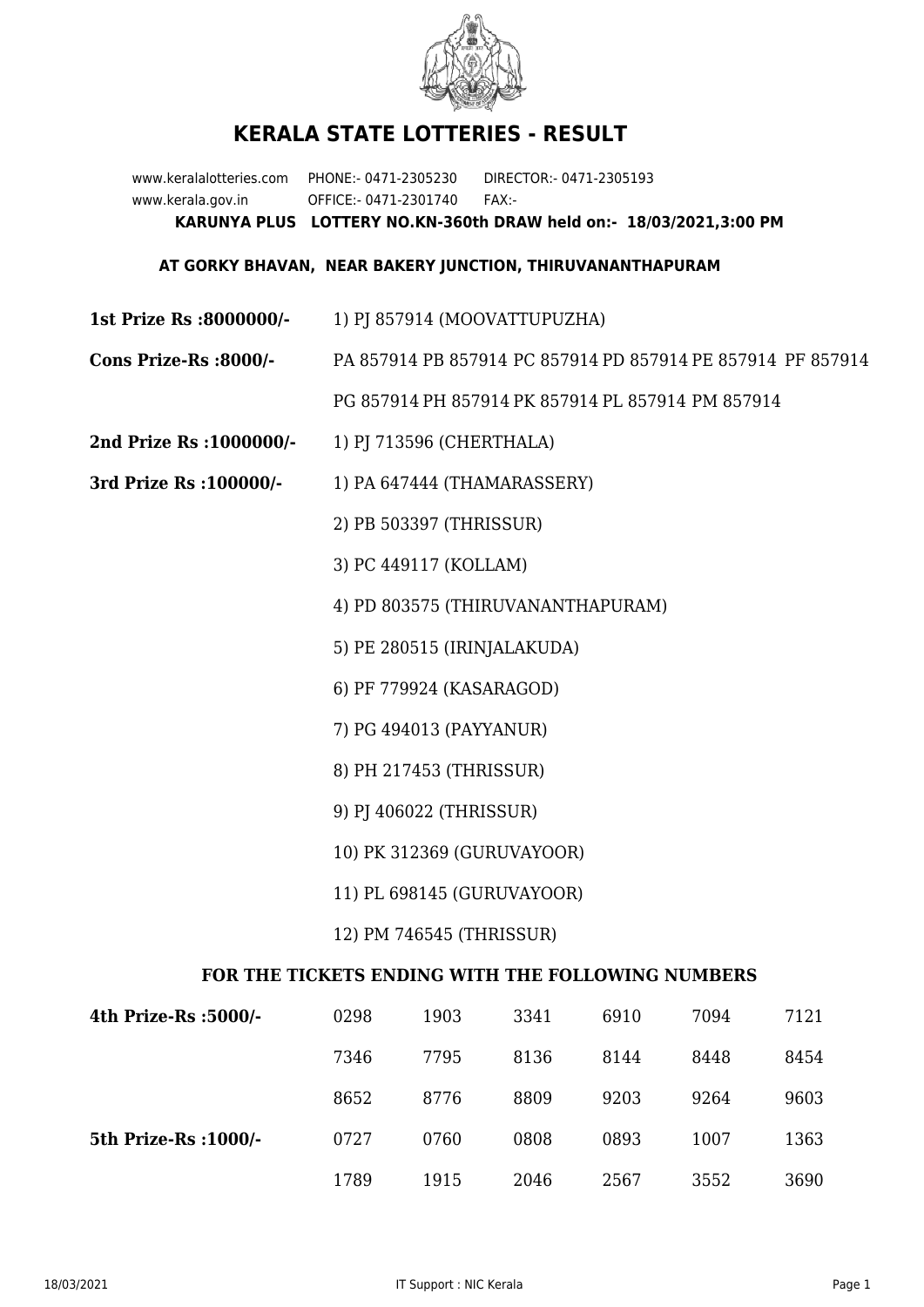# KERALA STATE LOTTERIES - RESULT

www.keralalotteries.com PHONE:- 0471-2305230 DIRECTOR:- 0471-2305193
www.kerala.gov.in OFFICE:- 0471-2301740 FAX:-

**KARUNYA PLUS LOTTERY NO.KN-360th DRAW held on:- 18/03/2021,3:00 PM**

**AT GORKY BHAVAN, NEAR BAKERY JUNCTION, THIRUVANANTHAPURAM**

**1st Prize Rs :8000000/-** 1) PJ 857914 (MOOVATTUPUZHA)

**Cons Prize-Rs :8000/-** PA 857914 PB 857914 PC 857914 PD 857914 PE 857914 PF 857914 PG 857914 PH 857914 PK 857914 PL 857914 PM 857914

**2nd Prize Rs :1000000/-** 1) PJ 713596 (CHERTHALA)

**3rd Prize Rs :100000/-**
1) PA 647444 (THAMARASSERY)
2) PB 503397 (THRISSUR)
3) PC 449117 (KOLLAM)
4) PD 803575 (THIRUVANANTHAPURAM)
5) PE 280515 (IRINJALAKUDA)
6) PF 779924 (KASARAGOD)
7) PG 494013 (PAYYANUR)
8) PH 217453 (THRISSUR)
9) PJ 406022 (THRISSUR)
10) PK 312369 (GURUVAYOOR)
11) PL 698145 (GURUVAYOOR)
12) PM 746545 (THRISSUR)

## FOR THE TICKETS ENDING WITH THE FOLLOWING NUMBERS

| | | | | | | |
|---|---|---|---|---|---|---|
| **4th Prize-Rs :5000/-** | 0298 | 1903 | 3341 | 6910 | 7094 | 7121 |
| | 7346 | 7795 | 8136 | 8144 | 8448 | 8454 |
| | 8652 | 8776 | 8809 | 9203 | 9264 | 9603 |
| **5th Prize-Rs :1000/-** | 0727 | 0760 | 0808 | 0893 | 1007 | 1363 |
| | 1789 | 1915 | 2046 | 2567 | 3552 | 3690 |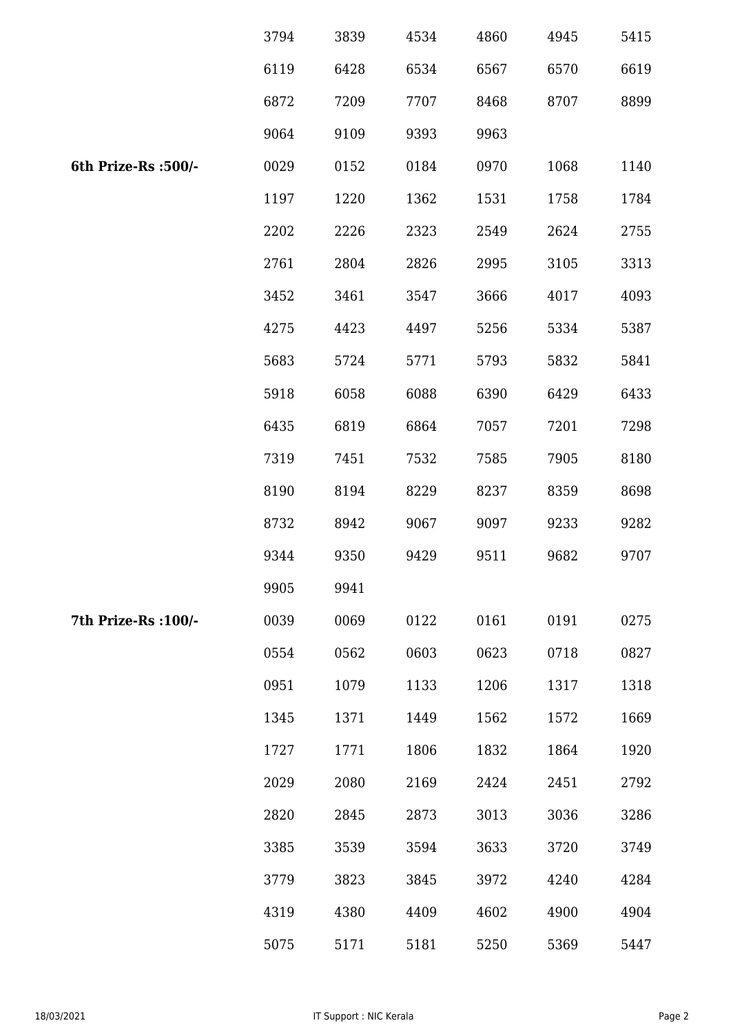| | | | | | | |
|---|---|---|---|---|---|---|
| | 3794 | 3839 | 4534 | 4860 | 4945 | 5415 |
| | 6119 | 6428 | 6534 | 6567 | 6570 | 6619 |
| | 6872 | 7209 | 7707 | 8468 | 8707 | 8899 |
| | 9064 | 9109 | 9393 | 9963 | | |
| **6th Prize-Rs :500/-** | 0029 | 0152 | 0184 | 0970 | 1068 | 1140 |
| | 1197 | 1220 | 1362 | 1531 | 1758 | 1784 |
| | 2202 | 2226 | 2323 | 2549 | 2624 | 2755 |
| | 2761 | 2804 | 2826 | 2995 | 3105 | 3313 |
| | 3452 | 3461 | 3547 | 3666 | 4017 | 4093 |
| | 4275 | 4423 | 4497 | 5256 | 5334 | 5387 |
| | 5683 | 5724 | 5771 | 5793 | 5832 | 5841 |
| | 5918 | 6058 | 6088 | 6390 | 6429 | 6433 |
| | 6435 | 6819 | 6864 | 7057 | 7201 | 7298 |
| | 7319 | 7451 | 7532 | 7585 | 7905 | 8180 |
| | 8190 | 8194 | 8229 | 8237 | 8359 | 8698 |
| | 8732 | 8942 | 9067 | 9097 | 9233 | 9282 |
| | 9344 | 9350 | 9429 | 9511 | 9682 | 9707 |
| | 9905 | 9941 | | | | |
| **7th Prize-Rs :100/-** | 0039 | 0069 | 0122 | 0161 | 0191 | 0275 |
| | 0554 | 0562 | 0603 | 0623 | 0718 | 0827 |
| | 0951 | 1079 | 1133 | 1206 | 1317 | 1318 |
| | 1345 | 1371 | 1449 | 1562 | 1572 | 1669 |
| | 1727 | 1771 | 1806 | 1832 | 1864 | 1920 |
| | 2029 | 2080 | 2169 | 2424 | 2451 | 2792 |
| | 2820 | 2845 | 2873 | 3013 | 3036 | 3286 |
| | 3385 | 3539 | 3594 | 3633 | 3720 | 3749 |
| | 3779 | 3823 | 3845 | 3972 | 4240 | 4284 |
| | 4319 | 4380 | 4409 | 4602 | 4900 | 4904 |
| | 5075 | 5171 | 5181 | 5250 | 5369 | 5447 |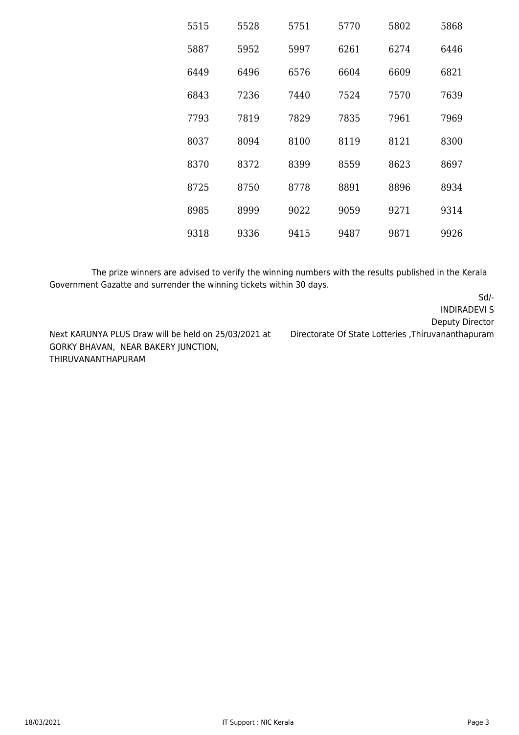| | | | | | |
|---|---|---|---|---|---|
| 5515 | 5528 | 5751 | 5770 | 5802 | 5868 |
| 5887 | 5952 | 5997 | 6261 | 6274 | 6446 |
| 6449 | 6496 | 6576 | 6604 | 6609 | 6821 |
| 6843 | 7236 | 7440 | 7524 | 7570 | 7639 |
| 7793 | 7819 | 7829 | 7835 | 7961 | 7969 |
| 8037 | 8094 | 8100 | 8119 | 8121 | 8300 |
| 8370 | 8372 | 8399 | 8559 | 8623 | 8697 |
| 8725 | 8750 | 8778 | 8891 | 8896 | 8934 |
| 8985 | 8999 | 9022 | 9059 | 9271 | 9314 |
| 9318 | 9336 | 9415 | 9487 | 9871 | 9926 |

The prize winners are advised to verify the winning numbers with the results published in the Kerala Government Gazatte and surrender the winning tickets within 30 days.

Sd/-
INDIRADEVI S
Deputy Director
Directorate Of State Lotteries ,Thiruvananthapuram

Next KARUNYA PLUS Draw will be held on 25/03/2021 at GORKY BHAVAN, NEAR BAKERY JUNCTION, THIRUVANANTHAPURAM